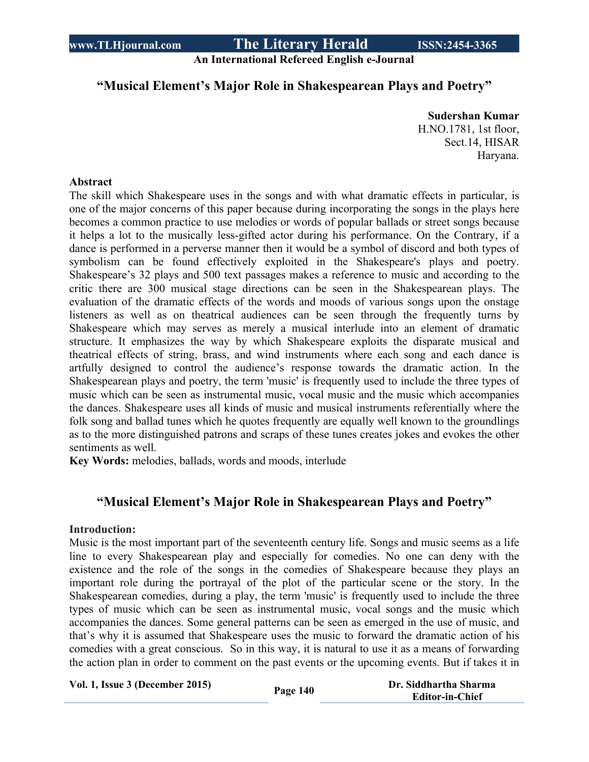# “Musical Element’s Major Role in Shakespearean Plays and Poetry”

**Sudershan Kumar**
H.NO.1781, 1st floor,
Sect.14, HISAR
Haryana.

**Abstract**

The skill which Shakespeare uses in the songs and with what dramatic effects in particular, is one of the major concerns of this paper because during incorporating the songs in the plays here becomes a common practice to use melodies or words of popular ballads or street songs because it helps a lot to the musically less-gifted actor during his performance. On the Contrary, if a dance is performed in a perverse manner then it would be a symbol of discord and both types of symbolism can be found effectively exploited in the Shakespeare's plays and poetry. Shakespeare’s 32 plays and 500 text passages makes a reference to music and according to the critic there are 300 musical stage directions can be seen in the Shakespearean plays. The evaluation of the dramatic effects of the words and moods of various songs upon the onstage listeners as well as on theatrical audiences can be seen through the frequently turns by Shakespeare which may serves as merely a musical interlude into an element of dramatic structure. It emphasizes the way by which Shakespeare exploits the disparate musical and theatrical effects of string, brass, and wind instruments where each song and each dance is artfully designed to control the audience’s response towards the dramatic action. In the Shakespearean plays and poetry, the term 'music' is frequently used to include the three types of music which can be seen as instrumental music, vocal music and the music which accompanies the dances. Shakespeare uses all kinds of music and musical instruments referentially where the folk song and ballad tunes which he quotes frequently are equally well known to the groundlings as to the more distinguished patrons and scraps of these tunes creates jokes and evokes the other sentiments as well.

**Key Words:** melodies, ballads, words and moods, interlude

## “Musical Element’s Major Role in Shakespearean Plays and Poetry”

**Introduction:**

Music is the most important part of the seventeenth century life. Songs and music seems as a life line to every Shakespearean play and especially for comedies. No one can deny with the existence and the role of the songs in the comedies of Shakespeare because they plays an important role during the portrayal of the plot of the particular scene or the story. In the Shakespearean comedies, during a play, the term 'music' is frequently used to include the three types of music which can be seen as instrumental music, vocal songs and the music which accompanies the dances. Some general patterns can be seen as emerged in the use of music, and that’s why it is assumed that Shakespeare uses the music to forward the dramatic action of his comedies with a great conscious. So in this way, it is natural to use it as a means of forwarding the action plan in order to comment on the past events or the upcoming events. But if takes it in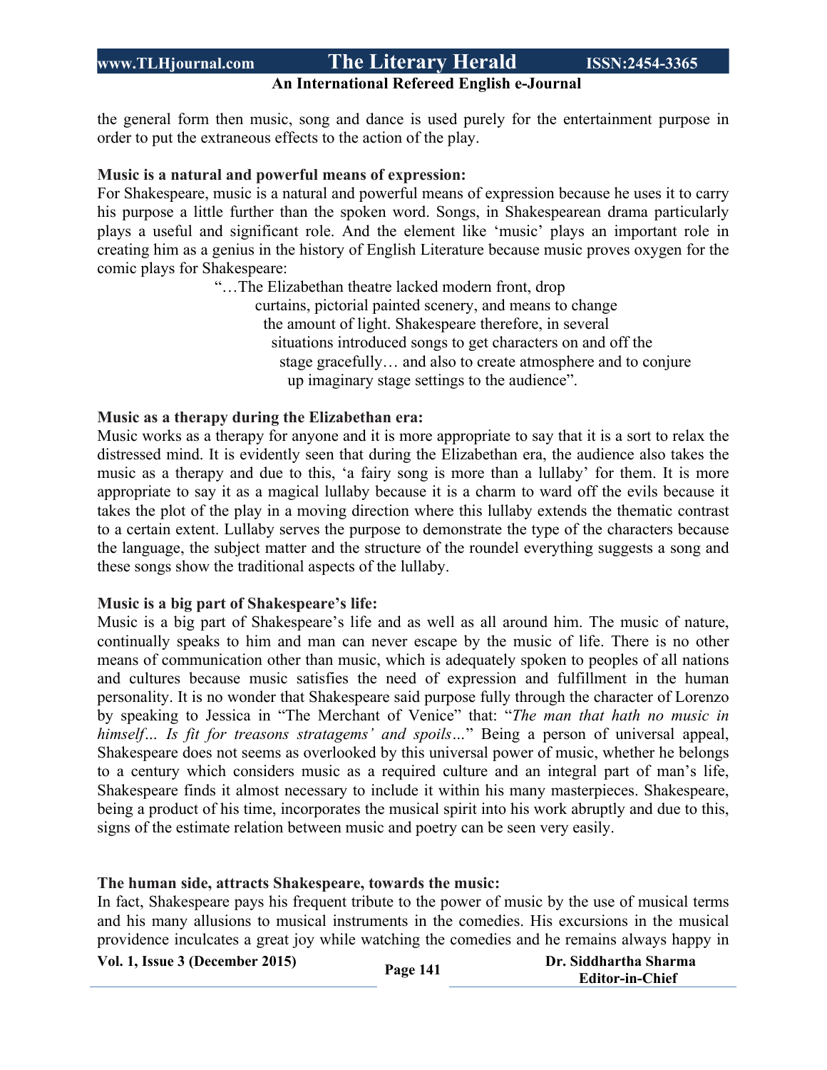the general form then music, song and dance is used purely for the entertainment purpose in order to put the extraneous effects to the action of the play.

**Music is a natural and powerful means of expression:**

For Shakespeare, music is a natural and powerful means of expression because he uses it to carry his purpose a little further than the spoken word. Songs, in Shakespearean drama particularly plays a useful and significant role. And the element like 'music' plays an important role in creating him as a genius in the history of English Literature because music proves oxygen for the comic plays for Shakespeare:

> "…The Elizabethan theatre lacked modern front, drop curtains, pictorial painted scenery, and means to change the amount of light. Shakespeare therefore, in several situations introduced songs to get characters on and off the stage gracefully… and also to create atmosphere and to conjure up imaginary stage settings to the audience".

**Music as a therapy during the Elizabethan era:**

Music works as a therapy for anyone and it is more appropriate to say that it is a sort to relax the distressed mind. It is evidently seen that during the Elizabethan era, the audience also takes the music as a therapy and due to this, 'a fairy song is more than a lullaby' for them. It is more appropriate to say it as a magical lullaby because it is a charm to ward off the evils because it takes the plot of the play in a moving direction where this lullaby extends the thematic contrast to a certain extent. Lullaby serves the purpose to demonstrate the type of the characters because the language, the subject matter and the structure of the roundel everything suggests a song and these songs show the traditional aspects of the lullaby.

**Music is a big part of Shakespeare's life:**

Music is a big part of Shakespeare's life and as well as all around him. The music of nature, continually speaks to him and man can never escape by the music of life. There is no other means of communication other than music, which is adequately spoken to peoples of all nations and cultures because music satisfies the need of expression and fulfillment in the human personality. It is no wonder that Shakespeare said purpose fully through the character of Lorenzo by speaking to Jessica in "The Merchant of Venice" that: "*The man that hath no music in himself… Is fit for treasons stratagems' and spoils…*" Being a person of universal appeal, Shakespeare does not seems as overlooked by this universal power of music, whether he belongs to a century which considers music as a required culture and an integral part of man's life, Shakespeare finds it almost necessary to include it within his many masterpieces. Shakespeare, being a product of his time, incorporates the musical spirit into his work abruptly and due to this, signs of the estimate relation between music and poetry can be seen very easily.

**The human side, attracts Shakespeare, towards the music:**

In fact, Shakespeare pays his frequent tribute to the power of music by the use of musical terms and his many allusions to musical instruments in the comedies. His excursions in the musical providence inculcates a great joy while watching the comedies and he remains always happy in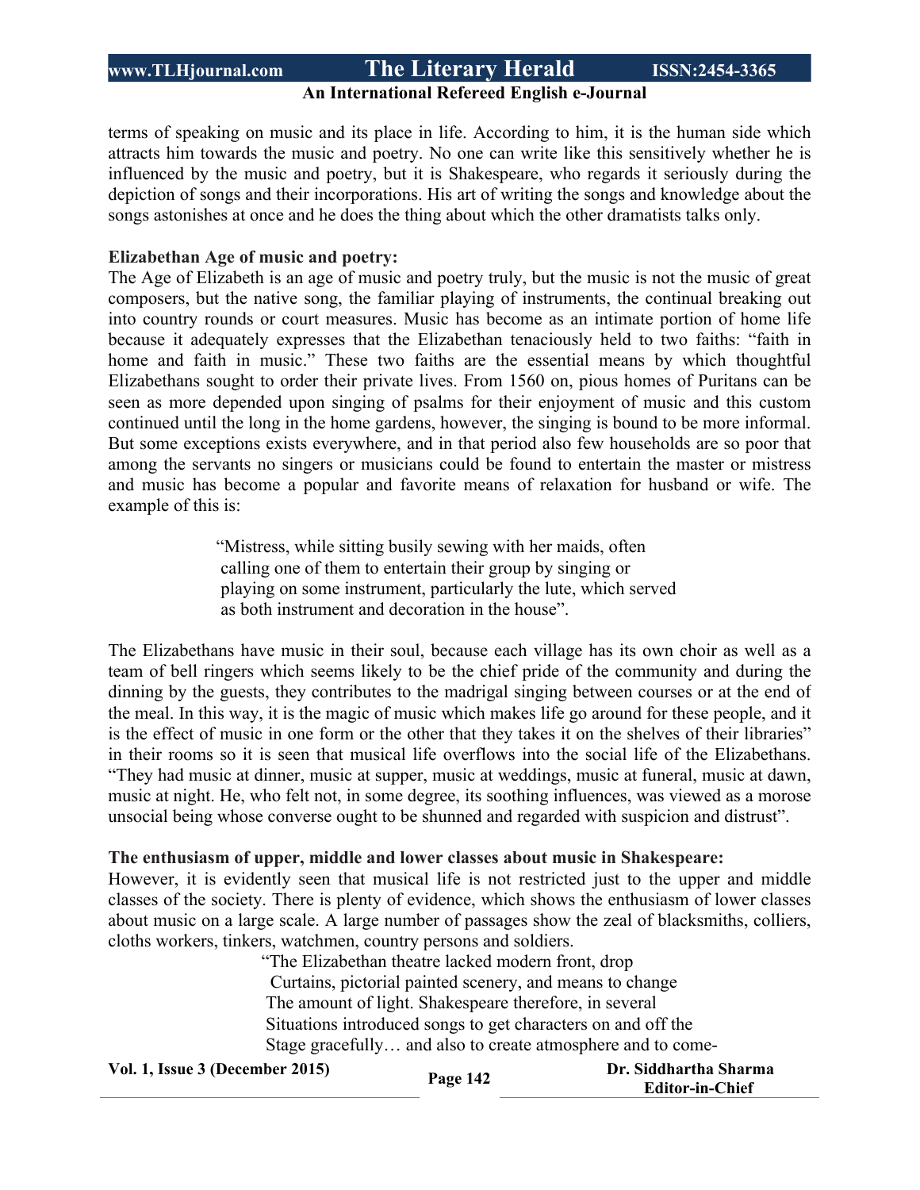terms of speaking on music and its place in life. According to him, it is the human side which attracts him towards the music and poetry. No one can write like this sensitively whether he is influenced by the music and poetry, but it is Shakespeare, who regards it seriously during the depiction of songs and their incorporations. His art of writing the songs and knowledge about the songs astonishes at once and he does the thing about which the other dramatists talks only.

**Elizabethan Age of music and poetry:**

The Age of Elizabeth is an age of music and poetry truly, but the music is not the music of great composers, but the native song, the familiar playing of instruments, the continual breaking out into country rounds or court measures. Music has become as an intimate portion of home life because it adequately expresses that the Elizabethan tenaciously held to two faiths: "faith in home and faith in music." These two faiths are the essential means by which thoughtful Elizabethans sought to order their private lives. From 1560 on, pious homes of Puritans can be seen as more depended upon singing of psalms for their enjoyment of music and this custom continued until the long in the home gardens, however, the singing is bound to be more informal. But some exceptions exists everywhere, and in that period also few households are so poor that among the servants no singers or musicians could be found to entertain the master or mistress and music has become a popular and favorite means of relaxation for husband or wife. The example of this is:

> "Mistress, while sitting busily sewing with her maids, often
> calling one of them to entertain their group by singing or
> playing on some instrument, particularly the lute, which served
> as both instrument and decoration in the house".

The Elizabethans have music in their soul, because each village has its own choir as well as a team of bell ringers which seems likely to be the chief pride of the community and during the dinning by the guests, they contributes to the madrigal singing between courses or at the end of the meal. In this way, it is the magic of music which makes life go around for these people, and it is the effect of music in one form or the other that they takes it on the shelves of their libraries" in their rooms so it is seen that musical life overflows into the social life of the Elizabethans. "They had music at dinner, music at supper, music at weddings, music at funeral, music at dawn, music at night. He, who felt not, in some degree, its soothing influences, was viewed as a morose unsocial being whose converse ought to be shunned and regarded with suspicion and distrust".

**The enthusiasm of upper, middle and lower classes about music in Shakespeare:**

However, it is evidently seen that musical life is not restricted just to the upper and middle classes of the society. There is plenty of evidence, which shows the enthusiasm of lower classes about music on a large scale. A large number of passages show the zeal of blacksmiths, colliers, cloths workers, tinkers, watchmen, country persons and soldiers.

> "The Elizabethan theatre lacked modern front, drop
> Curtains, pictorial painted scenery, and means to change
> The amount of light. Shakespeare therefore, in several
> Situations introduced songs to get characters on and off the
> Stage gracefully… and also to create atmosphere and to come-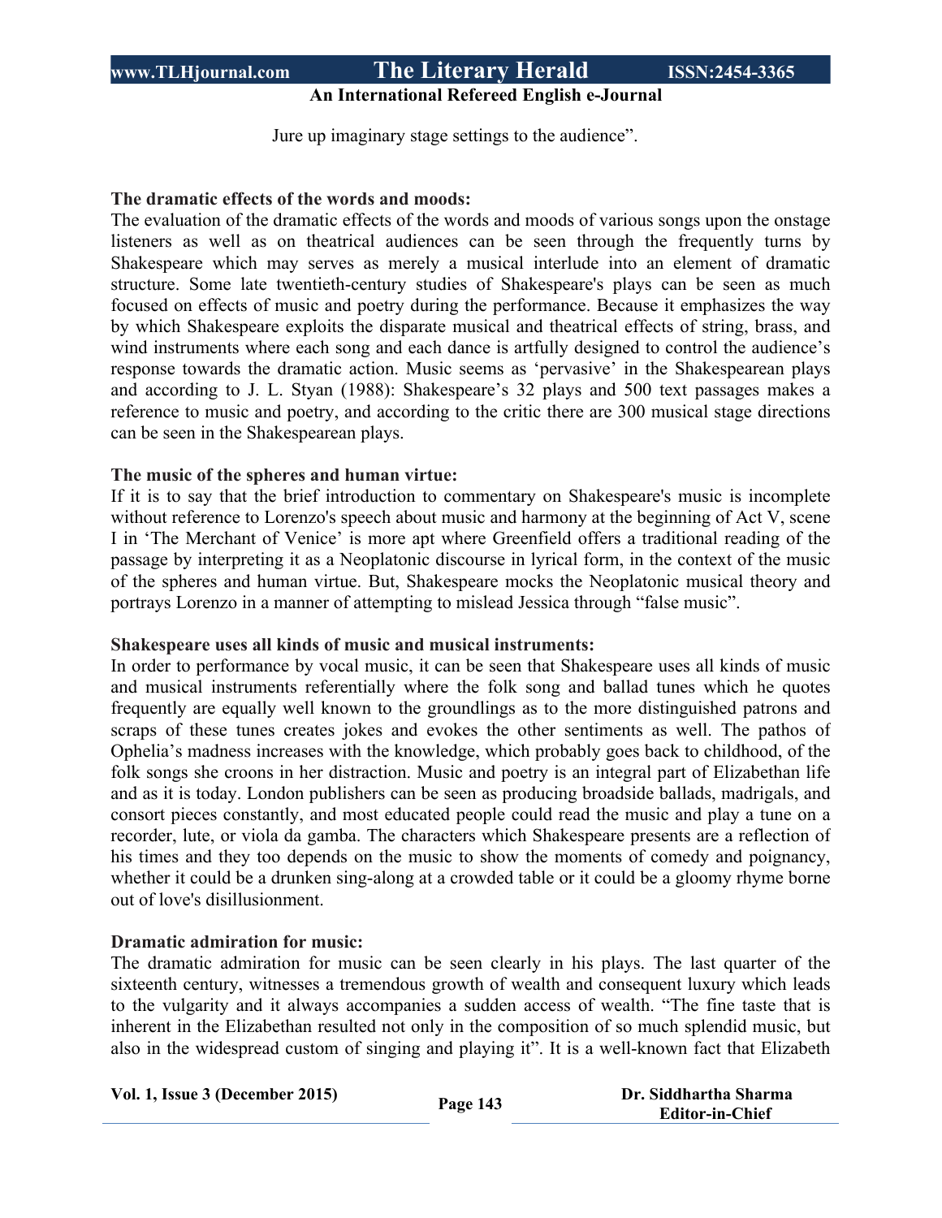Jure up imaginary stage settings to the audience".

**The dramatic effects of the words and moods:**

The evaluation of the dramatic effects of the words and moods of various songs upon the onstage listeners as well as on theatrical audiences can be seen through the frequently turns by Shakespeare which may serves as merely a musical interlude into an element of dramatic structure. Some late twentieth-century studies of Shakespeare's plays can be seen as much focused on effects of music and poetry during the performance. Because it emphasizes the way by which Shakespeare exploits the disparate musical and theatrical effects of string, brass, and wind instruments where each song and each dance is artfully designed to control the audience's response towards the dramatic action. Music seems as 'pervasive' in the Shakespearean plays and according to J. L. Styan (1988): Shakespeare's 32 plays and 500 text passages makes a reference to music and poetry, and according to the critic there are 300 musical stage directions can be seen in the Shakespearean plays.

**The music of the spheres and human virtue:**

If it is to say that the brief introduction to commentary on Shakespeare's music is incomplete without reference to Lorenzo's speech about music and harmony at the beginning of Act V, scene I in 'The Merchant of Venice' is more apt where Greenfield offers a traditional reading of the passage by interpreting it as a Neoplatonic discourse in lyrical form, in the context of the music of the spheres and human virtue. But, Shakespeare mocks the Neoplatonic musical theory and portrays Lorenzo in a manner of attempting to mislead Jessica through "false music".

**Shakespeare uses all kinds of music and musical instruments:**

In order to performance by vocal music, it can be seen that Shakespeare uses all kinds of music and musical instruments referentially where the folk song and ballad tunes which he quotes frequently are equally well known to the groundlings as to the more distinguished patrons and scraps of these tunes creates jokes and evokes the other sentiments as well. The pathos of Ophelia's madness increases with the knowledge, which probably goes back to childhood, of the folk songs she croons in her distraction. Music and poetry is an integral part of Elizabethan life and as it is today. London publishers can be seen as producing broadside ballads, madrigals, and consort pieces constantly, and most educated people could read the music and play a tune on a recorder, lute, or viola da gamba. The characters which Shakespeare presents are a reflection of his times and they too depends on the music to show the moments of comedy and poignancy, whether it could be a drunken sing-along at a crowded table or it could be a gloomy rhyme borne out of love's disillusionment.

**Dramatic admiration for music:**

The dramatic admiration for music can be seen clearly in his plays. The last quarter of the sixteenth century, witnesses a tremendous growth of wealth and consequent luxury which leads to the vulgarity and it always accompanies a sudden access of wealth. "The fine taste that is inherent in the Elizabethan resulted not only in the composition of so much splendid music, but also in the widespread custom of singing and playing it". It is a well-known fact that Elizabeth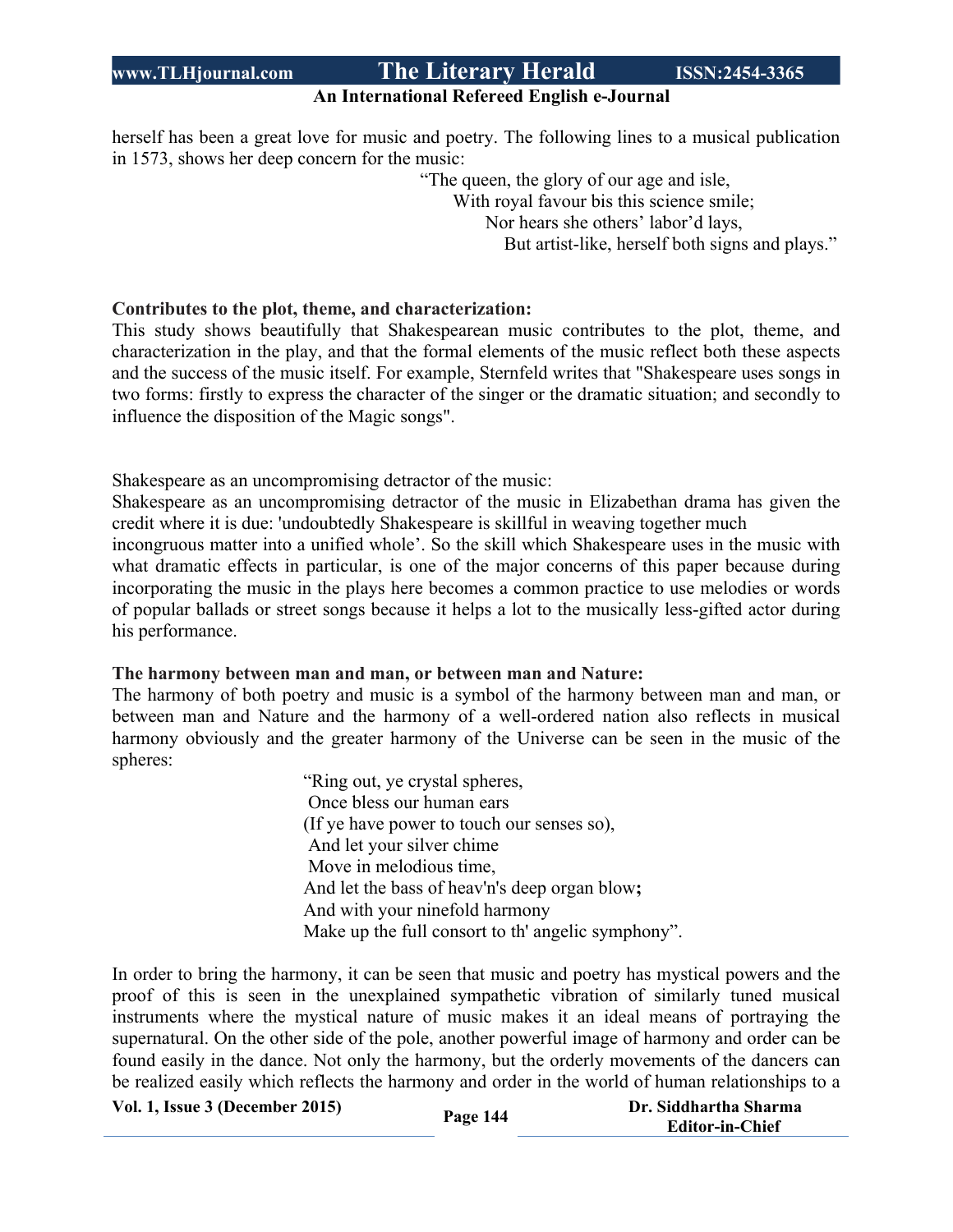herself has been a great love for music and poetry. The following lines to a musical publication in 1573, shows her deep concern for the music:

> "The queen, the glory of our age and isle,
> With royal favour bis this science smile;
> Nor hears she others' labor'd lays,
> But artist-like, herself both signs and plays."

**Contributes to the plot, theme, and characterization:**

This study shows beautifully that Shakespearean music contributes to the plot, theme, and characterization in the play, and that the formal elements of the music reflect both these aspects and the success of the music itself. For example, Sternfeld writes that "Shakespeare uses songs in two forms: firstly to express the character of the singer or the dramatic situation; and secondly to influence the disposition of the Magic songs".

Shakespeare as an uncompromising detractor of the music:

Shakespeare as an uncompromising detractor of the music in Elizabethan drama has given the credit where it is due: 'undoubtedly Shakespeare is skillful in weaving together much incongruous matter into a unified whole'. So the skill which Shakespeare uses in the music with what dramatic effects in particular, is one of the major concerns of this paper because during incorporating the music in the plays here becomes a common practice to use melodies or words of popular ballads or street songs because it helps a lot to the musically less-gifted actor during his performance.

**The harmony between man and man, or between man and Nature:**

The harmony of both poetry and music is a symbol of the harmony between man and man, or between man and Nature and the harmony of a well-ordered nation also reflects in musical harmony obviously and the greater harmony of the Universe can be seen in the music of the spheres:

> "Ring out, ye crystal spheres,
> Once bless our human ears
> (If ye have power to touch our senses so),
> And let your silver chime
> Move in melodious time,
> And let the bass of heav'n's deep organ blow**;**
> And with your ninefold harmony
> Make up the full consort to th' angelic symphony".

In order to bring the harmony, it can be seen that music and poetry has mystical powers and the proof of this is seen in the unexplained sympathetic vibration of similarly tuned musical instruments where the mystical nature of music makes it an ideal means of portraying the supernatural. On the other side of the pole, another powerful image of harmony and order can be found easily in the dance. Not only the harmony, but the orderly movements of the dancers can be realized easily which reflects the harmony and order in the world of human relationships to a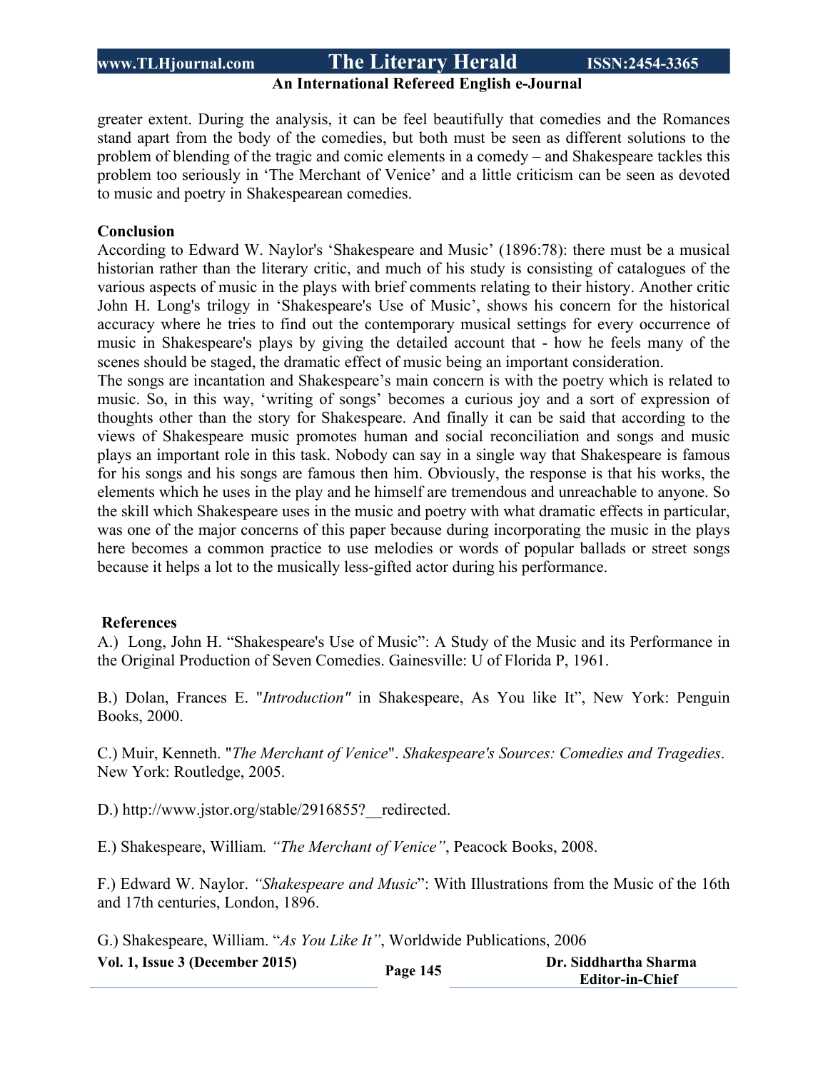greater extent. During the analysis, it can be feel beautifully that comedies and the Romances stand apart from the body of the comedies, but both must be seen as different solutions to the problem of blending of the tragic and comic elements in a comedy – and Shakespeare tackles this problem too seriously in 'The Merchant of Venice' and a little criticism can be seen as devoted to music and poetry in Shakespearean comedies.

**Conclusion**

According to Edward W. Naylor's 'Shakespeare and Music' (1896:78): there must be a musical historian rather than the literary critic, and much of his study is consisting of catalogues of the various aspects of music in the plays with brief comments relating to their history. Another critic John H. Long's trilogy in 'Shakespeare's Use of Music', shows his concern for the historical accuracy where he tries to find out the contemporary musical settings for every occurrence of music in Shakespeare's plays by giving the detailed account that - how he feels many of the scenes should be staged, the dramatic effect of music being an important consideration.

The songs are incantation and Shakespeare's main concern is with the poetry which is related to music. So, in this way, 'writing of songs' becomes a curious joy and a sort of expression of thoughts other than the story for Shakespeare. And finally it can be said that according to the views of Shakespeare music promotes human and social reconciliation and songs and music plays an important role in this task. Nobody can say in a single way that Shakespeare is famous for his songs and his songs are famous then him. Obviously, the response is that his works, the elements which he uses in the play and he himself are tremendous and unreachable to anyone. So the skill which Shakespeare uses in the music and poetry with what dramatic effects in particular, was one of the major concerns of this paper because during incorporating the music in the plays here becomes a common practice to use melodies or words of popular ballads or street songs because it helps a lot to the musically less-gifted actor during his performance.

**References**

A.) Long, John H. "Shakespeare's Use of Music": A Study of the Music and its Performance in the Original Production of Seven Comedies. Gainesville: U of Florida P, 1961.

B.) Dolan, Frances E. "*Introduction"* in Shakespeare, As You like It", New York: Penguin Books, 2000.

C.) Muir, Kenneth. "*The Merchant of Venice*". *Shakespeare's Sources: Comedies and Tragedies*. New York: Routledge, 2005.

D.) http://www.jstor.org/stable/2916855?__redirected.

E.) Shakespeare, William. *"The Merchant of Venice"*, Peacock Books, 2008.

F.) Edward W. Naylor. *"Shakespeare and Music*": With Illustrations from the Music of the 16th and 17th centuries, London, 1896.

G.) Shakespeare, William. "*As You Like It"*, Worldwide Publications, 2006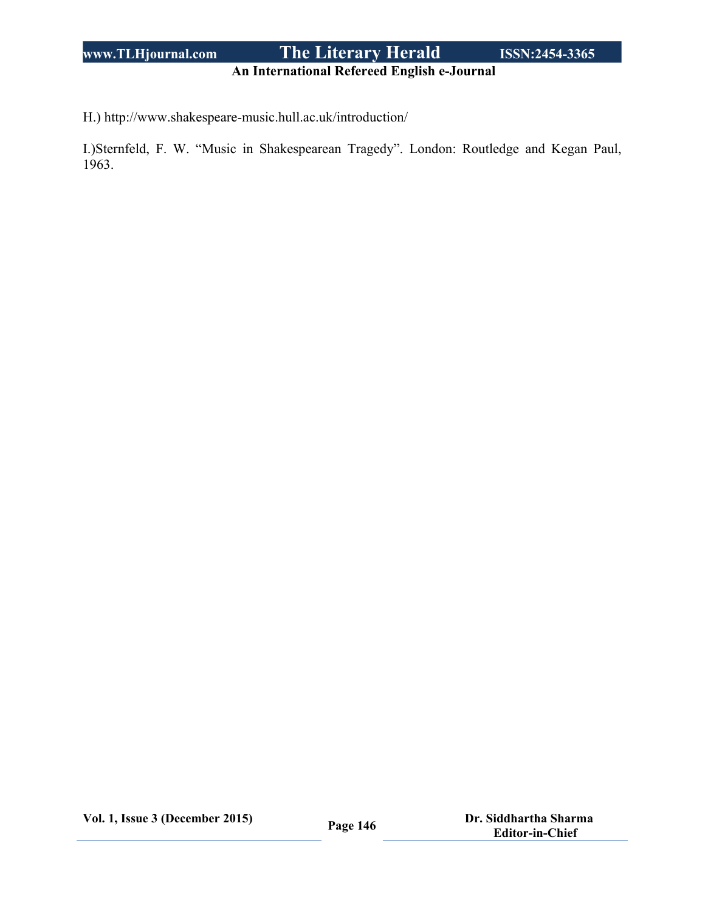H.) http://www.shakespeare-music.hull.ac.uk/introduction/

I.)Sternfeld, F. W. “Music in Shakespearean Tragedy”. London: Routledge and Kegan Paul, 1963.